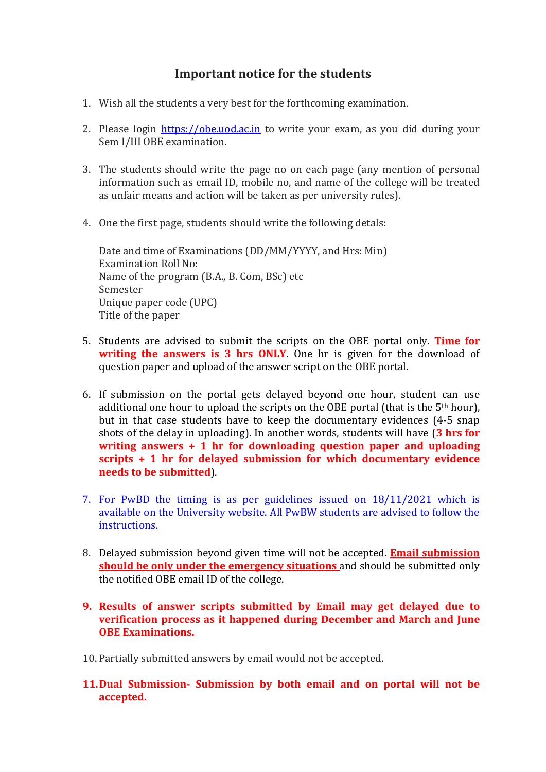# Important notice for the students

1. Wish all the students a very best for the forthcoming examination.

2. Please login [https://obe.uod.ac.in](https://obe.uod.ac.in) to write your exam, as you did during your Sem I/III OBE examination.

3. The students should write the page no on each page (any mention of personal information such as email ID, mobile no, and name of the college will be treated as unfair means and action will be taken as per university rules).

4. One the first page, students should write the following detals:

   Date and time of Examinations (DD/MM/YYYY, and Hrs: Min)
   Examination Roll No:
   Name of the program (B.A., B. Com, BSc) etc
   Semester
   Unique paper code (UPC)
   Title of the paper

5. Students are advised to submit the scripts on the OBE portal only. **Time for writing the answers is 3 hrs ONLY**. One hr is given for the download of question paper and upload of the answer script on the OBE portal.

6. If submission on the portal gets delayed beyond one hour, student can use additional one hour to upload the scripts on the OBE portal (that is the 5th hour), but in that case students have to keep the documentary evidences (4-5 snap shots of the delay in uploading). In another words, students will have (**3 hrs for writing answers + 1 hr for downloading question paper and uploading scripts + 1 hr for delayed submission for which documentary evidence needs to be submitted**).

7. For PwBD the timing is as per guidelines issued on 18/11/2021 which is available on the University website. All PwBW students are advised to follow the instructions.

8. Delayed submission beyond given time will not be accepted. **Email submission should be only under the emergency situations** and should be submitted only the notified OBE email ID of the college.

9. **Results of answer scripts submitted by Email may get delayed due to verification process as it happened during December and March and June OBE Examinations.**

10. Partially submitted answers by email would not be accepted.

11. **Dual Submission- Submission by both email and on portal will not be accepted.**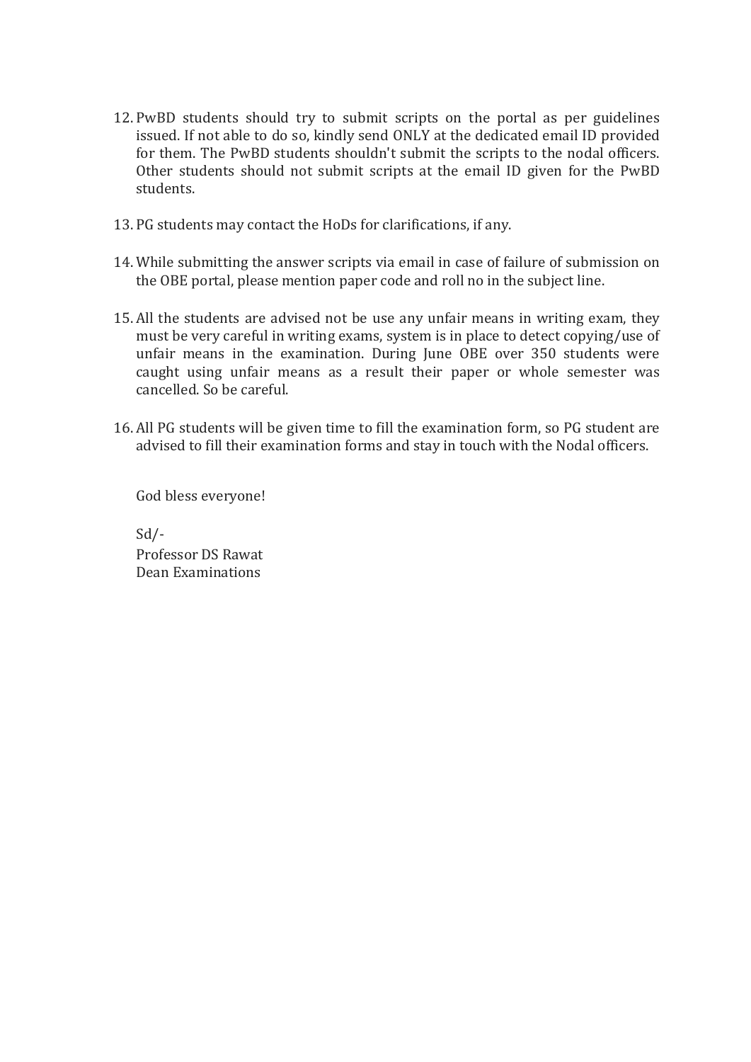12. PwBD students should try to submit scripts on the portal as per guidelines issued. If not able to do so, kindly send ONLY at the dedicated email ID provided for them. The PwBD students shouldn't submit the scripts to the nodal officers. Other students should not submit scripts at the email ID given for the PwBD students.

13. PG students may contact the HoDs for clarifications, if any.

14. While submitting the answer scripts via email in case of failure of submission on the OBE portal, please mention paper code and roll no in the subject line.

15. All the students are advised not be use any unfair means in writing exam, they must be very careful in writing exams, system is in place to detect copying/use of unfair means in the examination. During June OBE over 350 students were caught using unfair means as a result their paper or whole semester was cancelled. So be careful.

16. All PG students will be given time to fill the examination form, so PG student are advised to fill their examination forms and stay in touch with the Nodal officers.

God bless everyone!

Sd/-
Professor DS Rawat
Dean Examinations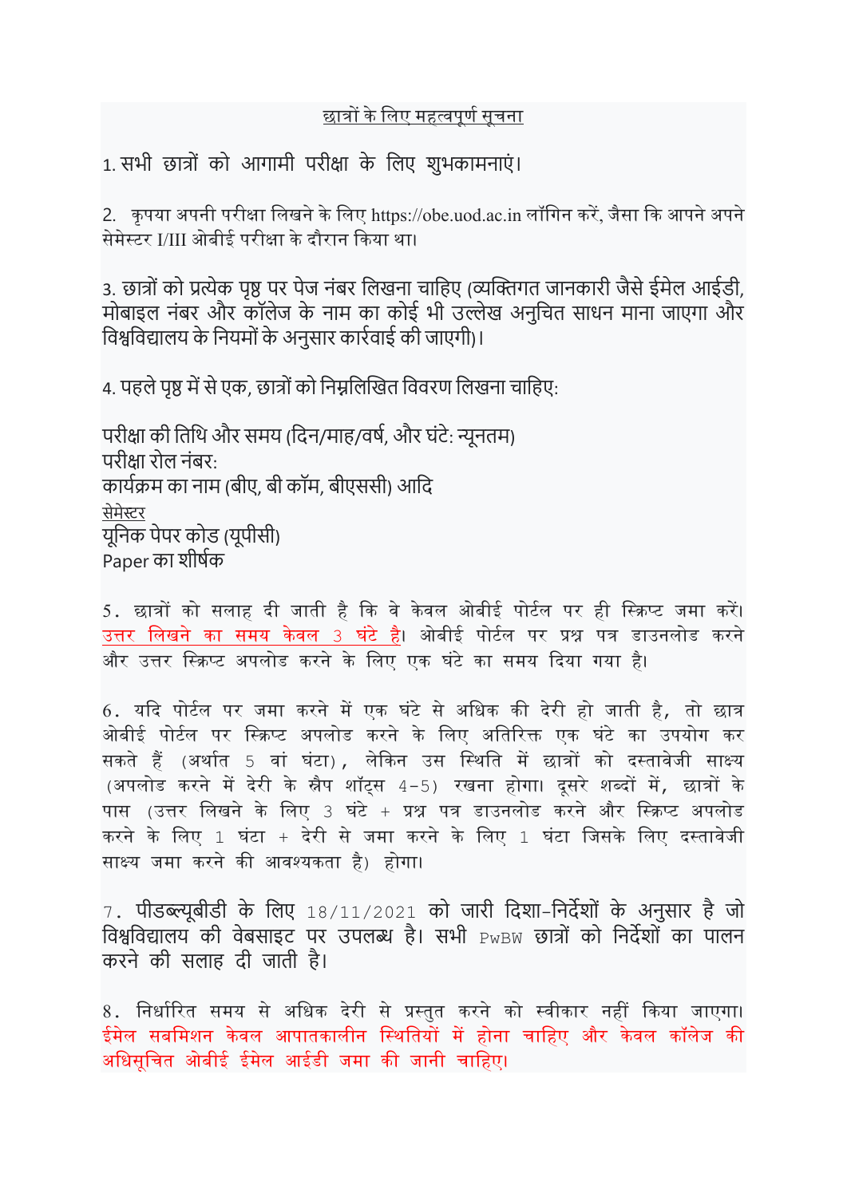<u>छात्रों के लिए महत्वपूर्ण सूचना</u>

1. सभी छात्रों को आगामी परीक्षा के लिए शुभकामनाएं।

2. कृपया अपनी परीक्षा लिखने के लिए https://obe.uod.ac.in लॉगिन करें, जैसा कि आपने अपने सेमेस्टर I/III ओबीई परीक्षा के दौरान किया था।

3. छात्रों को प्रत्येक पृष्ठ पर पेज नंबर लिखना चाहिए (व्यक्तिगत जानकारी जैसे ईमेल आईडी, मोबाइल नंबर और कॉलेज के नाम का कोई भी उल्लेख अनुचित साधन माना जाएगा और विश्वविद्यालय के नियमों के अनुसार कार्रवाई की जाएगी)।

4. पहले पृष्ठ में से एक, छात्रों को निम्नलिखित विवरण लिखना चाहिए:

परीक्षा की तिथि और समय (दिन/माह/वर्ष, और घंटे: न्यूनतम)
परीक्षा रोल नंबर:
कार्यक्रम का नाम (बीए, बी कॉम, बीएससी) आदि
<u>सेमेस्टर</u>
यूनिक पेपर कोड (यूपीसी)
Paper का शीर्षक

5. छात्रों को सलाह दी जाती है कि वे केवल ओबीई पोर्टल पर ही स्क्रिप्ट जमा करें। <u>उत्तर लिखने का समय केवल 3 घंटे है</u>। ओबीई पोर्टल पर प्रश्न पत्र डाउनलोड करने और उत्तर स्क्रिप्ट अपलोड करने के लिए एक घंटे का समय दिया गया है।

6. यदि पोर्टल पर जमा करने में एक घंटे से अधिक की देरी हो जाती है, तो छात्र ओबीई पोर्टल पर स्क्रिप्ट अपलोड करने के लिए अतिरिक्त एक घंटे का उपयोग कर सकते हैं (अर्थात 5 वां घंटा), लेकिन उस स्थिति में छात्रों को दस्तावेजी साक्ष्य (अपलोड करने में देरी के स्नैप शॉट्स 4-5) रखना होगा। दूसरे शब्दों में, छात्रों के पास (उत्तर लिखने के लिए 3 घंटे + प्रश्न पत्र डाउनलोड करने और स्क्रिप्ट अपलोड करने के लिए 1 घंटा + देरी से जमा करने के लिए 1 घंटा जिसके लिए दस्तावेजी साक्ष्य जमा करने की आवश्यकता है) होगा।

7. पीडब्ल्यूबीडी के लिए 18/11/2021 को जारी दिशा-निर्देशों के अनुसार है जो विश्वविद्यालय की वेबसाइट पर उपलब्ध है। सभी PwBW छात्रों को निर्देशों का पालन करने की सलाह दी जाती है।

8. निर्धारित समय से अधिक देरी से प्रस्तुत करने को स्वीकार नहीं किया जाएगा। ईमेल सबमिशन केवल आपातकालीन स्थितियों में होना चाहिए और केवल कॉलेज की अधिसूचित ओबीई ईमेल आईडी जमा की जानी चाहिए।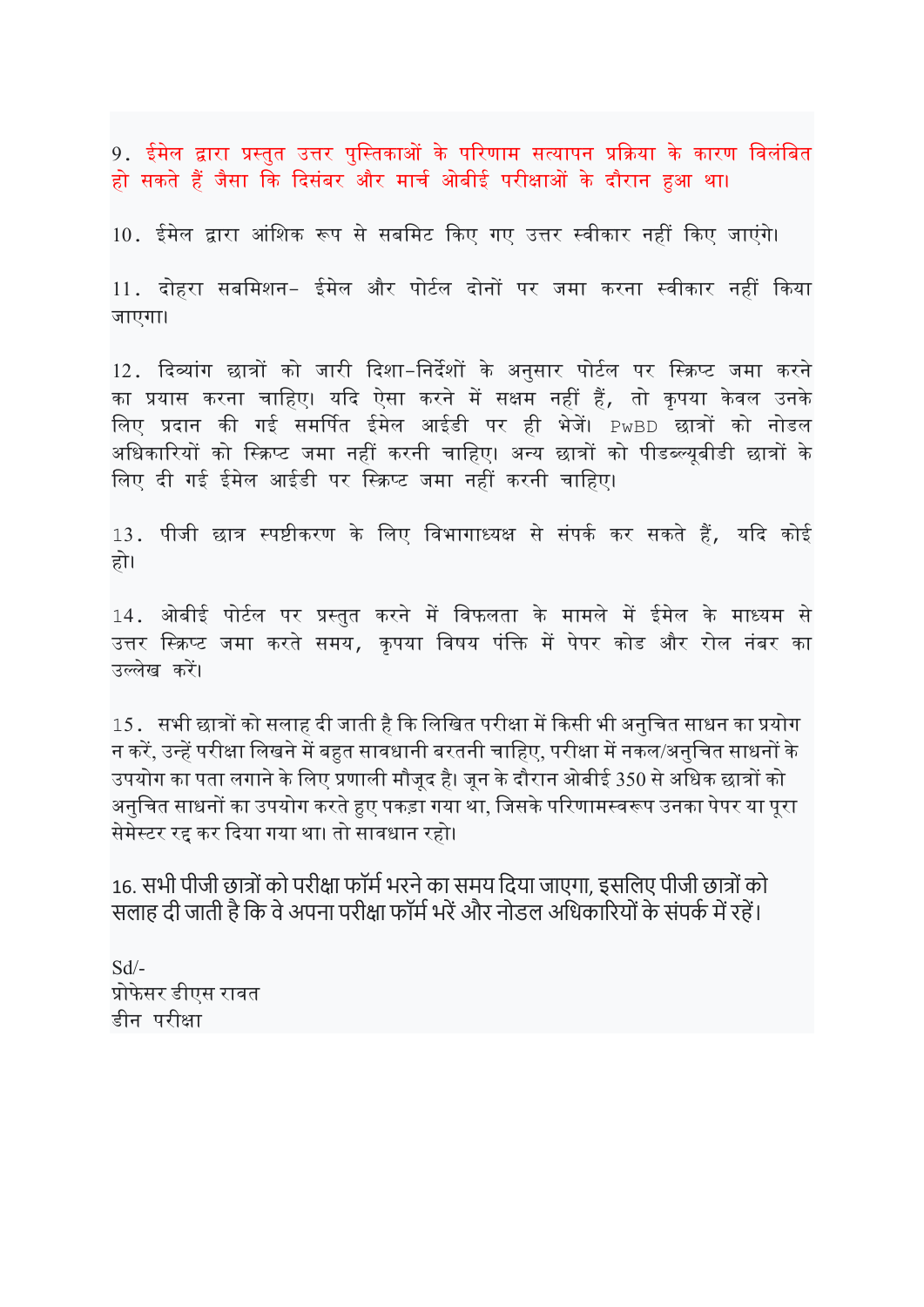9. ईमेल द्वारा प्रस्तुत उत्तर पुस्तिकाओं के परिणाम सत्यापन प्रक्रिया के कारण विलंबित हो सकते हैं जैसा कि दिसंबर और मार्च ओबीई परीक्षाओं के दौरान हुआ था।

10. ईमेल द्वारा आंशिक रूप से सबमिट किए गए उत्तर स्वीकार नहीं किए जाएंगे।

11. दोहरा सबमिशन- ईमेल और पोर्टल दोनों पर जमा करना स्वीकार नहीं किया जाएगा।

12. दिव्यांग छात्रों को जारी दिशा-निर्देशों के अनुसार पोर्टल पर स्क्रिप्ट जमा करने का प्रयास करना चाहिए। यदि ऐसा करने में सक्षम नहीं हैं, तो कृपया केवल उनके लिए प्रदान की गई समर्पित ईमेल आईडी पर ही भेजें। PwBD छात्रों को नोडल अधिकारियों को स्क्रिप्ट जमा नहीं करनी चाहिए। अन्य छात्रों को पीडब्ल्यूबीडी छात्रों के लिए दी गई ईमेल आईडी पर स्क्रिप्ट जमा नहीं करनी चाहिए।

13. पीजी छात्र स्पष्टीकरण के लिए विभागाध्यक्ष से संपर्क कर सकते हैं, यदि कोई हो।

14. ओबीई पोर्टल पर प्रस्तुत करने में विफलता के मामले में ईमेल के माध्यम से उत्तर स्क्रिप्ट जमा करते समय, कृपया विषय पंक्ति में पेपर कोड और रोल नंबर का उल्लेख करें।

15. सभी छात्रों को सलाह दी जाती है कि लिखित परीक्षा में किसी भी अनुचित साधन का प्रयोग न करें, उन्हें परीक्षा लिखने में बहुत सावधानी बरतनी चाहिए, परीक्षा में नकल/अनुचित साधनों के उपयोग का पता लगाने के लिए प्रणाली मौजूद है। जून के दौरान ओबीई 350 से अधिक छात्रों को अनुचित साधनों का उपयोग करते हुए पकड़ा गया था, जिसके परिणामस्वरूप उनका पेपर या पूरा सेमेस्टर रद्द कर दिया गया था। तो सावधान रहो।

16. सभी पीजी छात्रों को परीक्षा फॉर्म भरने का समय दिया जाएगा, इसलिए पीजी छात्रों को सलाह दी जाती है कि वे अपना परीक्षा फॉर्म भरें और नोडल अधिकारियों के संपर्क में रहें।

Sd/-
प्रोफेसर डीएस रावत
डीन परीक्षा